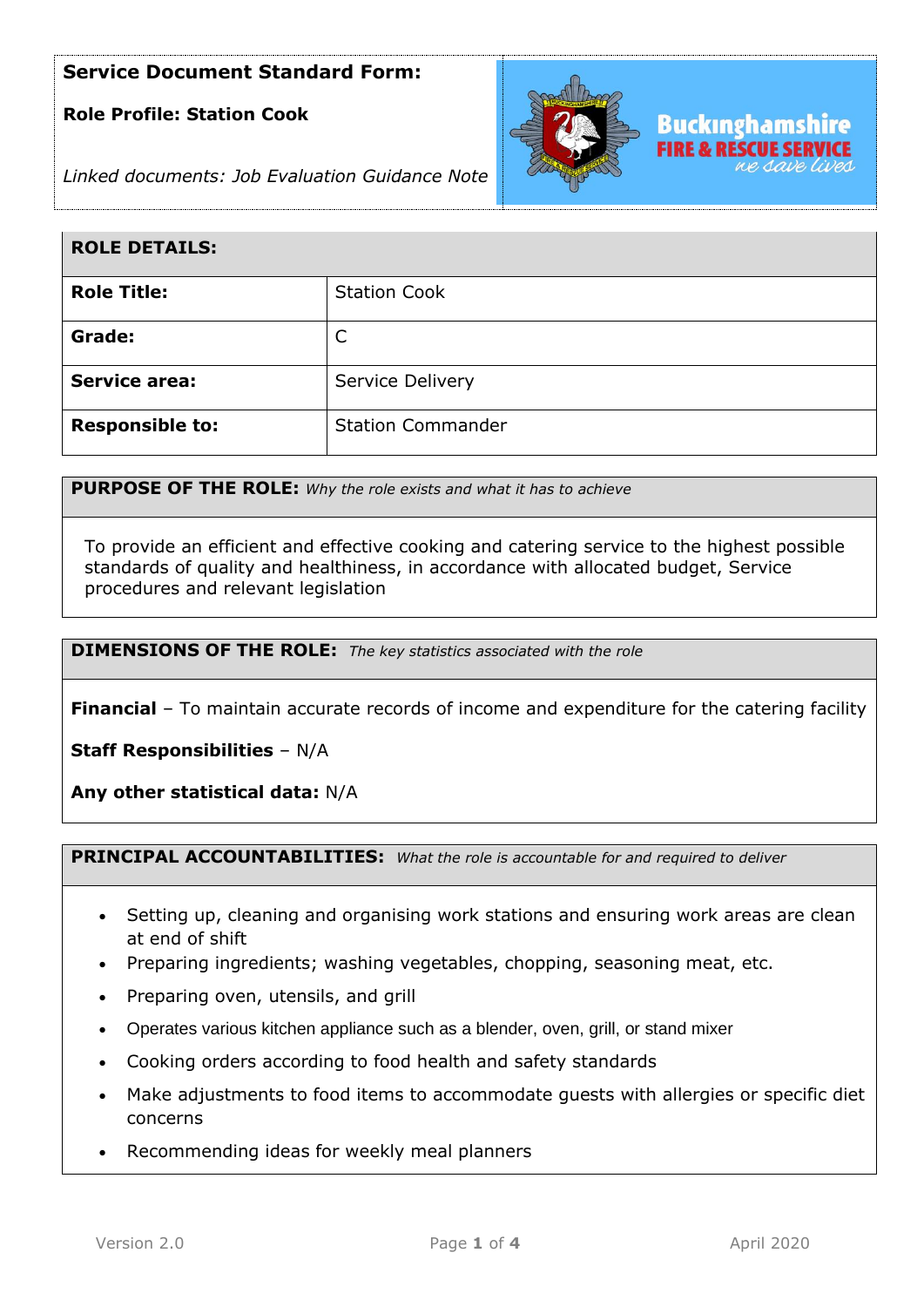**Service Document Standard Form:**

**Role Profile: Station Cook**

*Linked documents: Job Evaluation Guidance Note*

Buckinghamshire FIRE & RESCUE SERVICE *we save lives*

| **ROLE DETAILS:** | |
|---|---|
| **Role Title:** | Station Cook |
| **Grade:** | C |
| **Service area:** | Service Delivery |
| **Responsible to:** | Station Commander |

**PURPOSE OF THE ROLE:** *Why the role exists and what it has to achieve*

To provide an efficient and effective cooking and catering service to the highest possible standards of quality and healthiness, in accordance with allocated budget, Service procedures and relevant legislation

**DIMENSIONS OF THE ROLE:** *The key statistics associated with the role*

**Financial** – To maintain accurate records of income and expenditure for the catering facility

**Staff Responsibilities** – N/A

**Any other statistical data:** N/A

**PRINCIPAL ACCOUNTABILITIES:** *What the role is accountable for and required to deliver*

- Setting up, cleaning and organising work stations and ensuring work areas are clean at end of shift
- Preparing ingredients; washing vegetables, chopping, seasoning meat, etc.
- Preparing oven, utensils, and grill
- Operates various kitchen appliance such as a blender, oven, grill, or stand mixer
- Cooking orders according to food health and safety standards
- Make adjustments to food items to accommodate guests with allergies or specific diet concerns
- Recommending ideas for weekly meal planners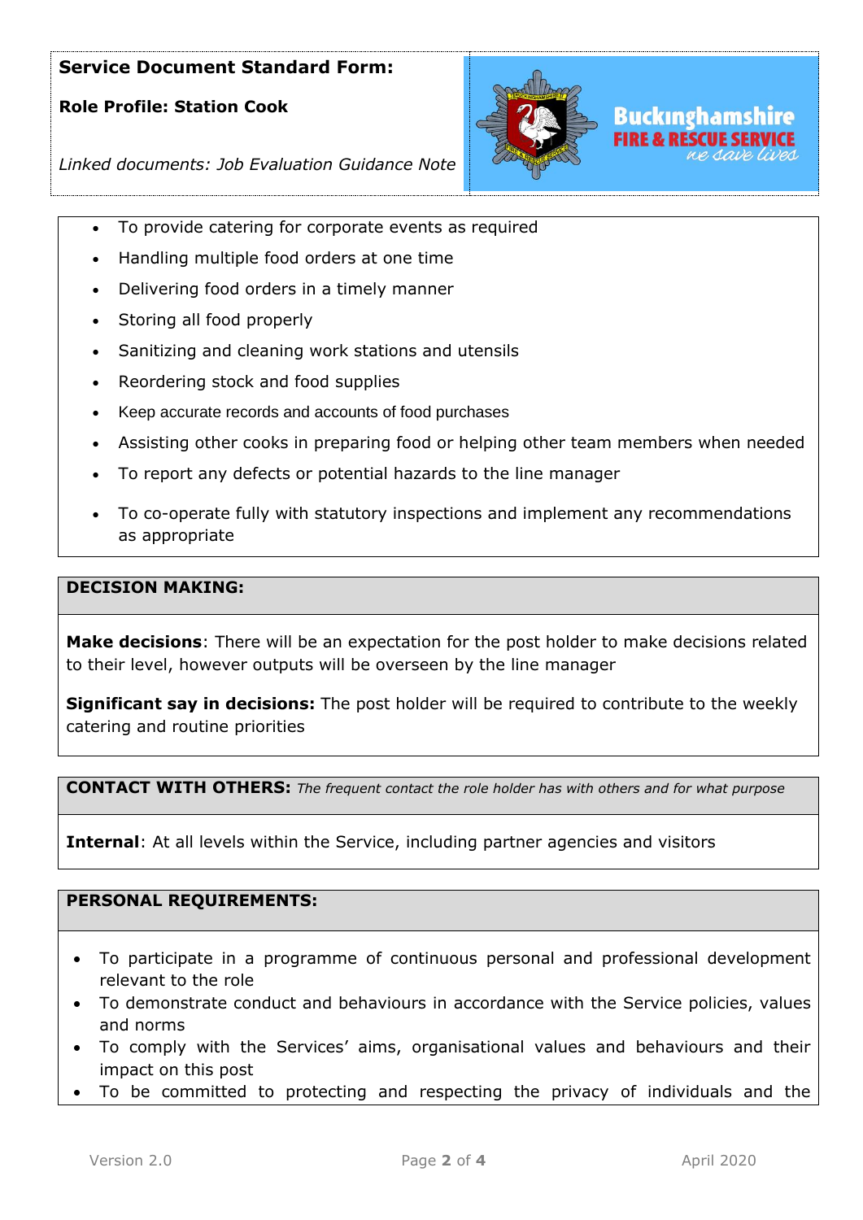**Service Document Standard Form:**

**Role Profile: Station Cook**

*Linked documents: Job Evaluation Guidance Note*

- To provide catering for corporate events as required
- Handling multiple food orders at one time
- Delivering food orders in a timely manner
- Storing all food properly
- Sanitizing and cleaning work stations and utensils
- Reordering stock and food supplies
- Keep accurate records and accounts of food purchases
- Assisting other cooks in preparing food or helping other team members when needed
- To report any defects or potential hazards to the line manager
- To co-operate fully with statutory inspections and implement any recommendations as appropriate

## DECISION MAKING:

**Make decisions**: There will be an expectation for the post holder to make decisions related to their level, however outputs will be overseen by the line manager

**Significant say in decisions:** The post holder will be required to contribute to the weekly catering and routine priorities

## CONTACT WITH OTHERS: *The frequent contact the role holder has with others and for what purpose*

**Internal**: At all levels within the Service, including partner agencies and visitors

## PERSONAL REQUIREMENTS:

- To participate in a programme of continuous personal and professional development relevant to the role
- To demonstrate conduct and behaviours in accordance with the Service policies, values and norms
- To comply with the Services' aims, organisational values and behaviours and their impact on this post
- To be committed to protecting and respecting the privacy of individuals and the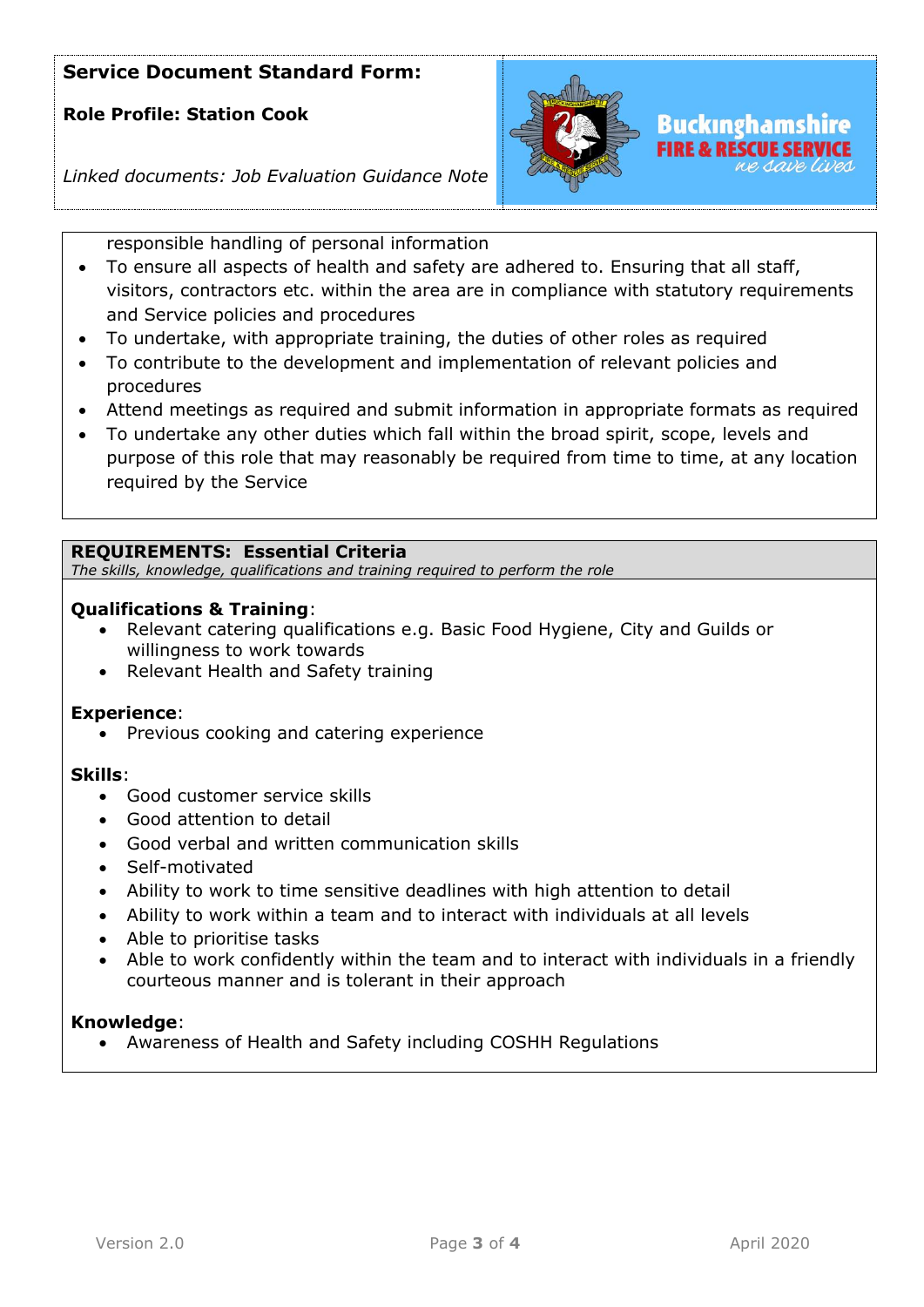responsible handling of personal information

- To ensure all aspects of health and safety are adhered to. Ensuring that all staff, visitors, contractors etc. within the area are in compliance with statutory requirements and Service policies and procedures
- To undertake, with appropriate training, the duties of other roles as required
- To contribute to the development and implementation of relevant policies and procedures
- Attend meetings as required and submit information in appropriate formats as required
- To undertake any other duties which fall within the broad spirit, scope, levels and purpose of this role that may reasonably be required from time to time, at any location required by the Service

## REQUIREMENTS: Essential Criteria

*The skills, knowledge, qualifications and training required to perform the role*

**Qualifications & Training**:

- Relevant catering qualifications e.g. Basic Food Hygiene, City and Guilds or willingness to work towards
- Relevant Health and Safety training

**Experience**:

- Previous cooking and catering experience

**Skills**:

- Good customer service skills
- Good attention to detail
- Good verbal and written communication skills
- Self-motivated
- Ability to work to time sensitive deadlines with high attention to detail
- Ability to work within a team and to interact with individuals at all levels
- Able to prioritise tasks
- Able to work confidently within the team and to interact with individuals in a friendly courteous manner and is tolerant in their approach

**Knowledge**:

- Awareness of Health and Safety including COSHH Regulations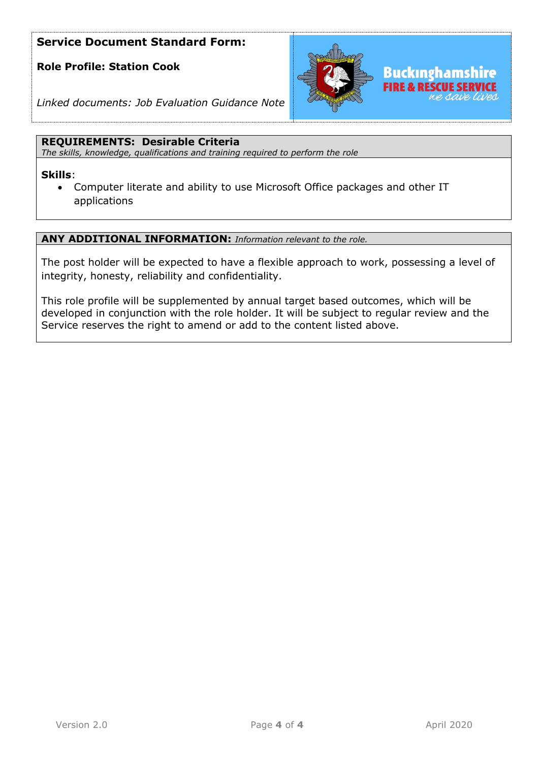**Service Document Standard Form:**

**Role Profile: Station Cook**

*Linked documents: Job Evaluation Guidance Note*

Buckinghamshire FIRE & RESCUE SERVICE *we save lives*

## REQUIREMENTS: Desirable Criteria

*The skills, knowledge, qualifications and training required to perform the role*

**Skills**:

- Computer literate and ability to use Microsoft Office packages and other IT applications

## ANY ADDITIONAL INFORMATION: *Information relevant to the role.*

The post holder will be expected to have a flexible approach to work, possessing a level of integrity, honesty, reliability and confidentiality.

This role profile will be supplemented by annual target based outcomes, which will be developed in conjunction with the role holder. It will be subject to regular review and the Service reserves the right to amend or add to the content listed above.

Version 2.0 April 2020